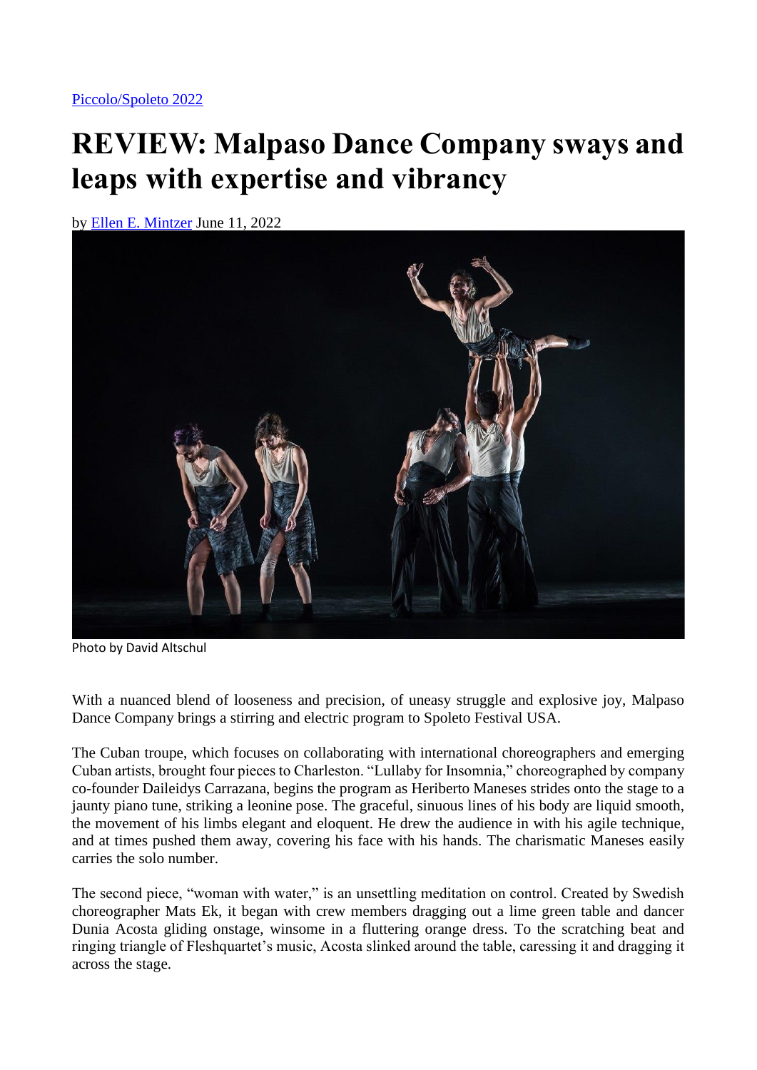Piccolo/Spoleto 2022

# REVIEW: Malpaso Dance Company sways and leaps with expertise and vibrancy

by Ellen E. Mintzer June 11, 2022

Photo by David Altschul

With a nuanced blend of looseness and precision, of uneasy struggle and explosive joy, Malpaso Dance Company brings a stirring and electric program to Spoleto Festival USA.

The Cuban troupe, which focuses on collaborating with international choreographers and emerging Cuban artists, brought four pieces to Charleston. "Lullaby for Insomnia," choreographed by company co-founder Daileidys Carrazana, begins the program as Heriberto Maneses strides onto the stage to a jaunty piano tune, striking a leonine pose. The graceful, sinuous lines of his body are liquid smooth, the movement of his limbs elegant and eloquent. He drew the audience in with his agile technique, and at times pushed them away, covering his face with his hands. The charismatic Maneses easily carries the solo number.

The second piece, "woman with water," is an unsettling meditation on control. Created by Swedish choreographer Mats Ek, it began with crew members dragging out a lime green table and dancer Dunia Acosta gliding onstage, winsome in a fluttering orange dress. To the scratching beat and ringing triangle of Fleshquartet's music, Acosta slinked around the table, caressing it and dragging it across the stage.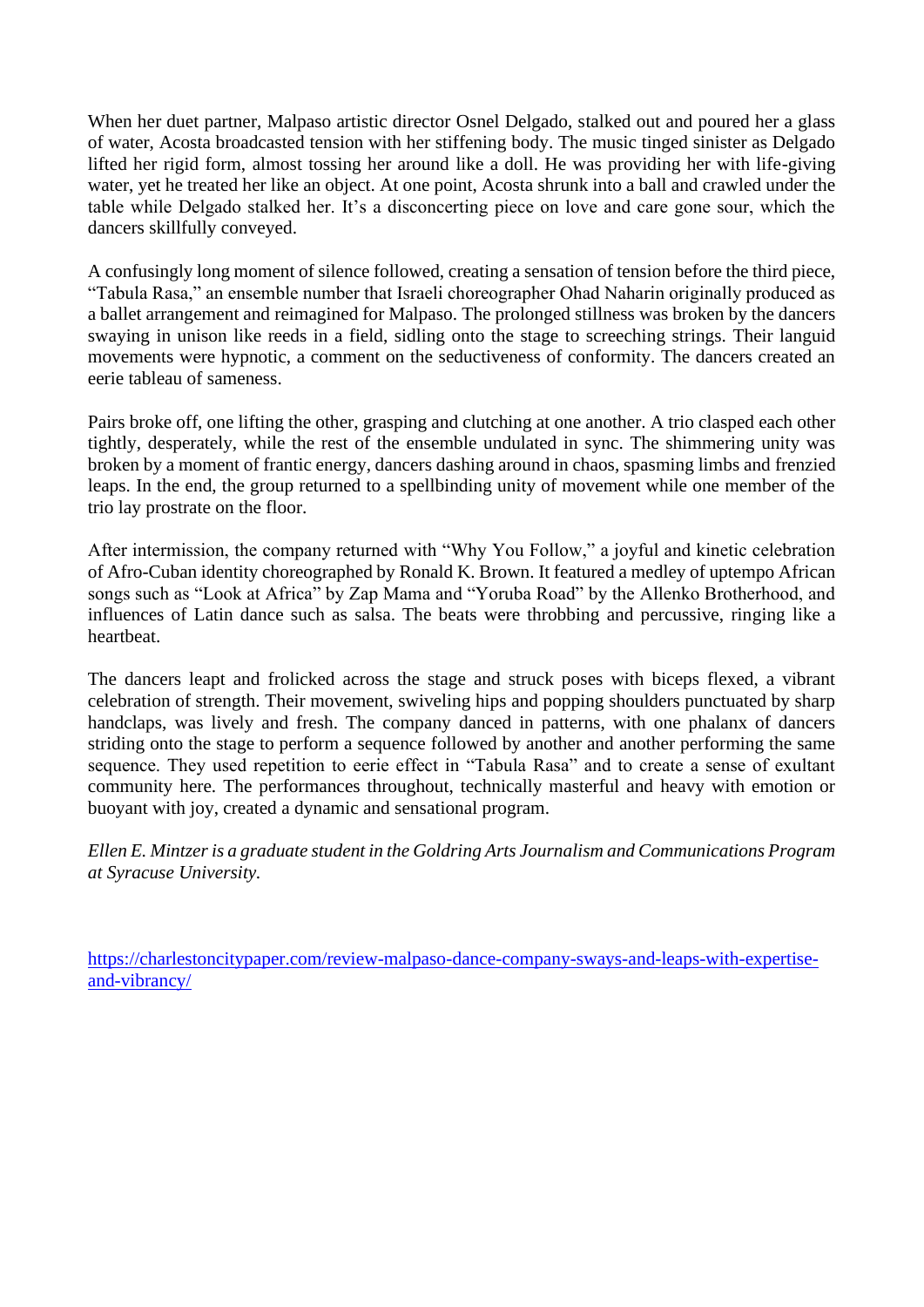When her duet partner, Malpaso artistic director Osnel Delgado, stalked out and poured her a glass of water, Acosta broadcasted tension with her stiffening body. The music tinged sinister as Delgado lifted her rigid form, almost tossing her around like a doll. He was providing her with life-giving water, yet he treated her like an object. At one point, Acosta shrunk into a ball and crawled under the table while Delgado stalked her. It's a disconcerting piece on love and care gone sour, which the dancers skillfully conveyed.

A confusingly long moment of silence followed, creating a sensation of tension before the third piece, "Tabula Rasa," an ensemble number that Israeli choreographer Ohad Naharin originally produced as a ballet arrangement and reimagined for Malpaso. The prolonged stillness was broken by the dancers swaying in unison like reeds in a field, sidling onto the stage to screeching strings. Their languid movements were hypnotic, a comment on the seductiveness of conformity. The dancers created an eerie tableau of sameness.

Pairs broke off, one lifting the other, grasping and clutching at one another. A trio clasped each other tightly, desperately, while the rest of the ensemble undulated in sync. The shimmering unity was broken by a moment of frantic energy, dancers dashing around in chaos, spasming limbs and frenzied leaps. In the end, the group returned to a spellbinding unity of movement while one member of the trio lay prostrate on the floor.

After intermission, the company returned with "Why You Follow," a joyful and kinetic celebration of Afro-Cuban identity choreographed by Ronald K. Brown. It featured a medley of uptempo African songs such as "Look at Africa" by Zap Mama and "Yoruba Road" by the Allenko Brotherhood, and influences of Latin dance such as salsa. The beats were throbbing and percussive, ringing like a heartbeat.

The dancers leapt and frolicked across the stage and struck poses with biceps flexed, a vibrant celebration of strength. Their movement, swiveling hips and popping shoulders punctuated by sharp handclaps, was lively and fresh. The company danced in patterns, with one phalanx of dancers striding onto the stage to perform a sequence followed by another and another performing the same sequence. They used repetition to eerie effect in "Tabula Rasa" and to create a sense of exultant community here. The performances throughout, technically masterful and heavy with emotion or buoyant with joy, created a dynamic and sensational program.

*Ellen E. Mintzer is a graduate student in the Goldring Arts Journalism and Communications Program at Syracuse University.*

https://charlestoncitypaper.com/review-malpaso-dance-company-sways-and-leaps-with-expertise-and-vibrancy/